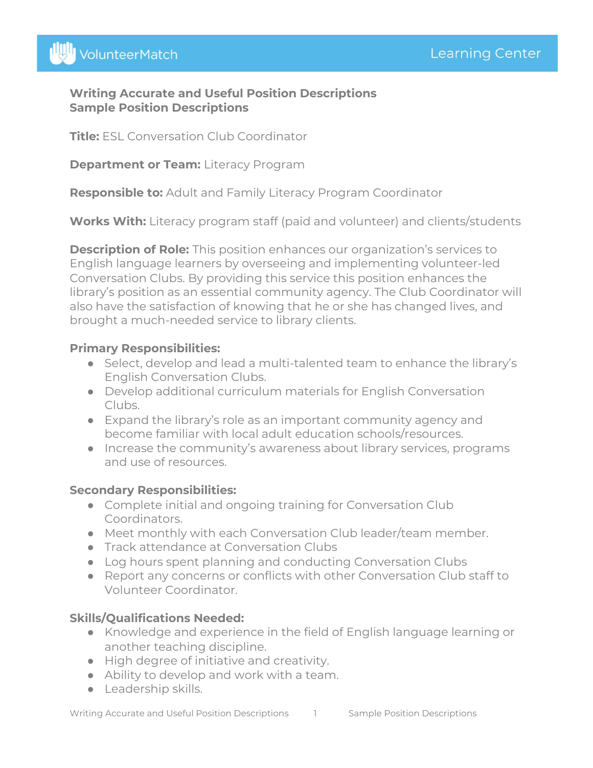# Writing Accurate and Useful Position Descriptions
## Sample Position Descriptions

**Title:** ESL Conversation Club Coordinator

**Department or Team:** Literacy Program

**Responsible to:** Adult and Family Literacy Program Coordinator

**Works With:** Literacy program staff (paid and volunteer) and clients/students

**Description of Role:** This position enhances our organization's services to English language learners by overseeing and implementing volunteer-led Conversation Clubs. By providing this service this position enhances the library's position as an essential community agency. The Club Coordinator will also have the satisfaction of knowing that he or she has changed lives, and brought a much-needed service to library clients.

**Primary Responsibilities:**

- Select, develop and lead a multi-talented team to enhance the library's English Conversation Clubs.
- Develop additional curriculum materials for English Conversation Clubs.
- Expand the library's role as an important community agency and become familiar with local adult education schools/resources.
- Increase the community's awareness about library services, programs and use of resources.

**Secondary Responsibilities:**

- Complete initial and ongoing training for Conversation Club Coordinators.
- Meet monthly with each Conversation Club leader/team member.
- Track attendance at Conversation Clubs
- Log hours spent planning and conducting Conversation Clubs
- Report any concerns or conflicts with other Conversation Club staff to Volunteer Coordinator.

**Skills/Qualifications Needed:**

- Knowledge and experience in the field of English language learning or another teaching discipline.
- High degree of initiative and creativity.
- Ability to develop and work with a team.
- Leadership skills.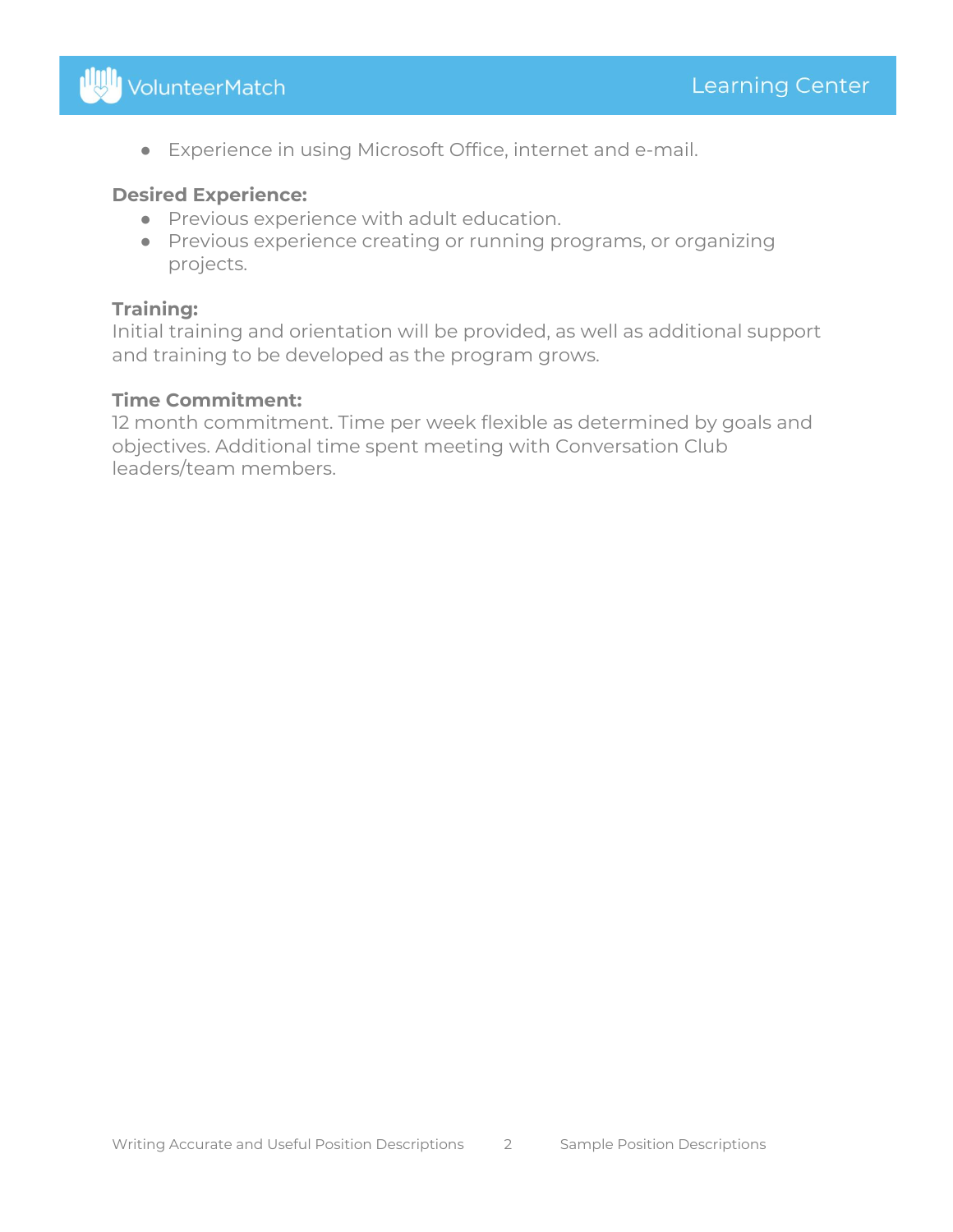- Experience in using Microsoft Office, internet and e-mail.

**Desired Experience:**

- Previous experience with adult education.
- Previous experience creating or running programs, or organizing projects.

**Training:**

Initial training and orientation will be provided, as well as additional support and training to be developed as the program grows.

**Time Commitment:**

12 month commitment. Time per week flexible as determined by goals and objectives. Additional time spent meeting with Conversation Club leaders/team members.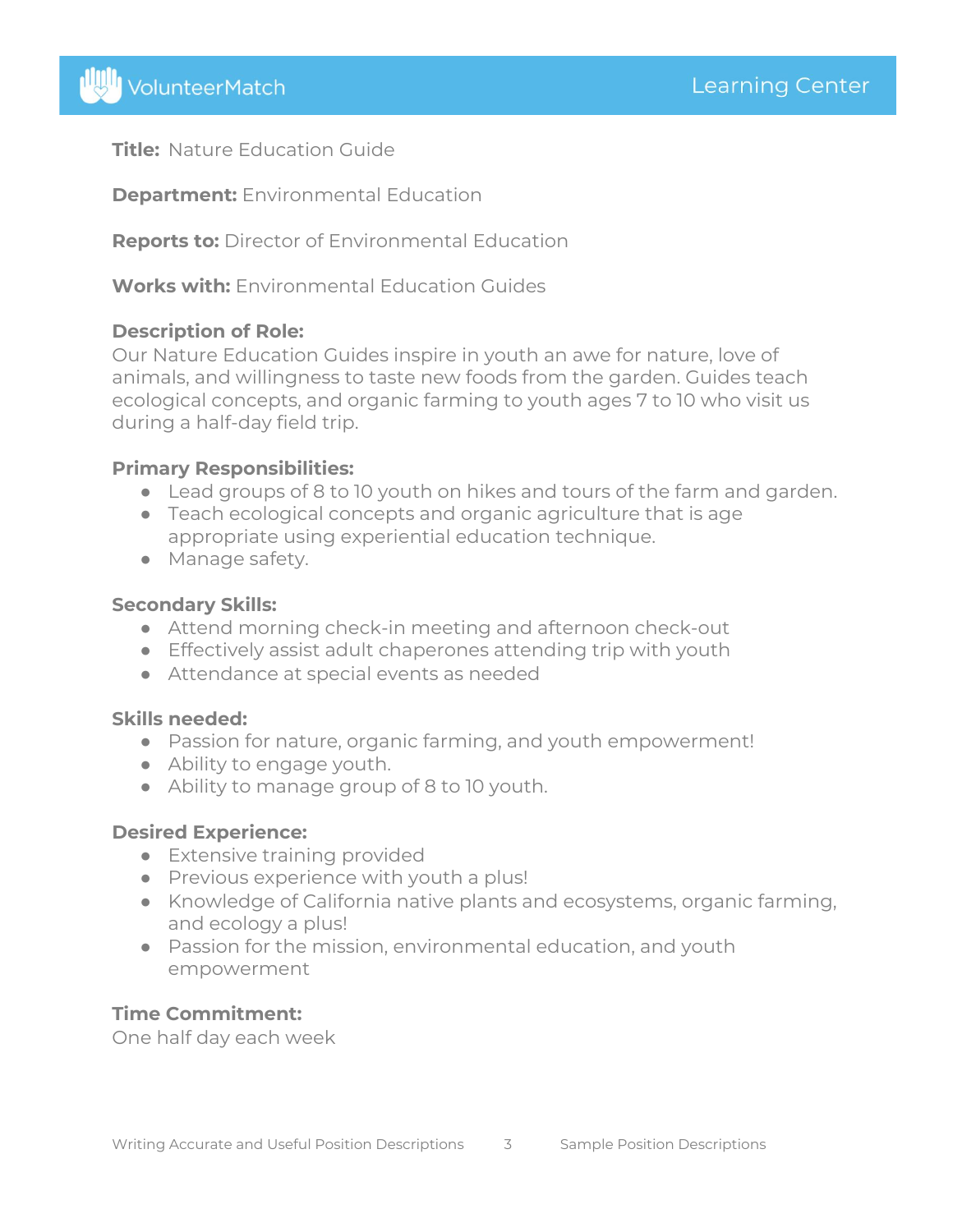**Title:** Nature Education Guide

**Department:** Environmental Education

**Reports to:** Director of Environmental Education

**Works with:** Environmental Education Guides

**Description of Role:**
Our Nature Education Guides inspire in youth an awe for nature, love of animals, and willingness to taste new foods from the garden. Guides teach ecological concepts, and organic farming to youth ages 7 to 10 who visit us during a half-day field trip.

**Primary Responsibilities:**

- Lead groups of 8 to 10 youth on hikes and tours of the farm and garden.
- Teach ecological concepts and organic agriculture that is age appropriate using experiential education technique.
- Manage safety.

**Secondary Skills:**

- Attend morning check-in meeting and afternoon check-out
- Effectively assist adult chaperones attending trip with youth
- Attendance at special events as needed

**Skills needed:**

- Passion for nature, organic farming, and youth empowerment!
- Ability to engage youth.
- Ability to manage group of 8 to 10 youth.

**Desired Experience:**

- Extensive training provided
- Previous experience with youth a plus!
- Knowledge of California native plants and ecosystems, organic farming, and ecology a plus!
- Passion for the mission, environmental education, and youth empowerment

**Time Commitment:**
One half day each week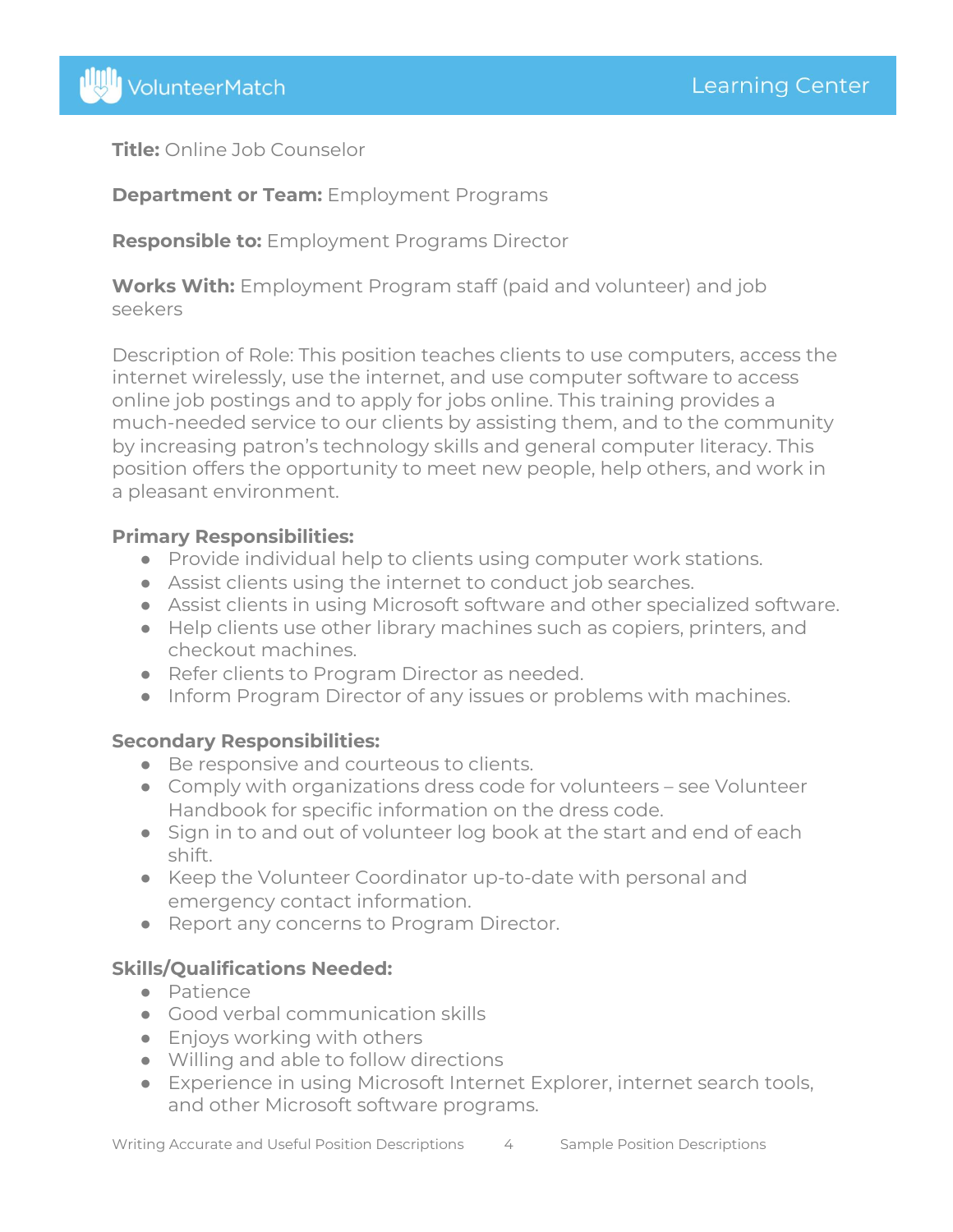**Title:** Online Job Counselor

**Department or Team:** Employment Programs

**Responsible to:** Employment Programs Director

**Works With:** Employment Program staff (paid and volunteer) and job seekers

Description of Role: This position teaches clients to use computers, access the internet wirelessly, use the internet, and use computer software to access online job postings and to apply for jobs online. This training provides a much-needed service to our clients by assisting them, and to the community by increasing patron's technology skills and general computer literacy. This position offers the opportunity to meet new people, help others, and work in a pleasant environment.

**Primary Responsibilities:**

- Provide individual help to clients using computer work stations.
- Assist clients using the internet to conduct job searches.
- Assist clients in using Microsoft software and other specialized software.
- Help clients use other library machines such as copiers, printers, and checkout machines.
- Refer clients to Program Director as needed.
- Inform Program Director of any issues or problems with machines.

**Secondary Responsibilities:**

- Be responsive and courteous to clients.
- Comply with organizations dress code for volunteers – see Volunteer Handbook for specific information on the dress code.
- Sign in to and out of volunteer log book at the start and end of each shift.
- Keep the Volunteer Coordinator up-to-date with personal and emergency contact information.
- Report any concerns to Program Director.

**Skills/Qualifications Needed:**

- Patience
- Good verbal communication skills
- Enjoys working with others
- Willing and able to follow directions
- Experience in using Microsoft Internet Explorer, internet search tools, and other Microsoft software programs.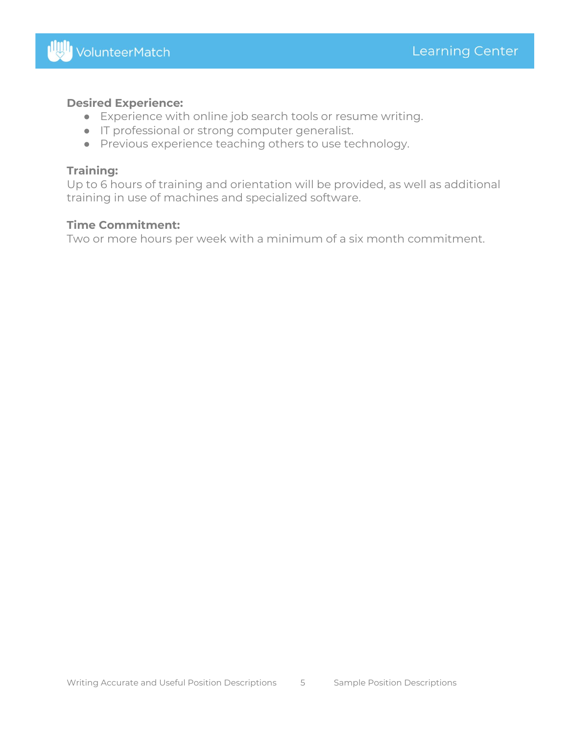**Desired Experience:**

- Experience with online job search tools or resume writing.
- IT professional or strong computer generalist.
- Previous experience teaching others to use technology.

**Training:**

Up to 6 hours of training and orientation will be provided, as well as additional training in use of machines and specialized software.

**Time Commitment:**

Two or more hours per week with a minimum of a six month commitment.